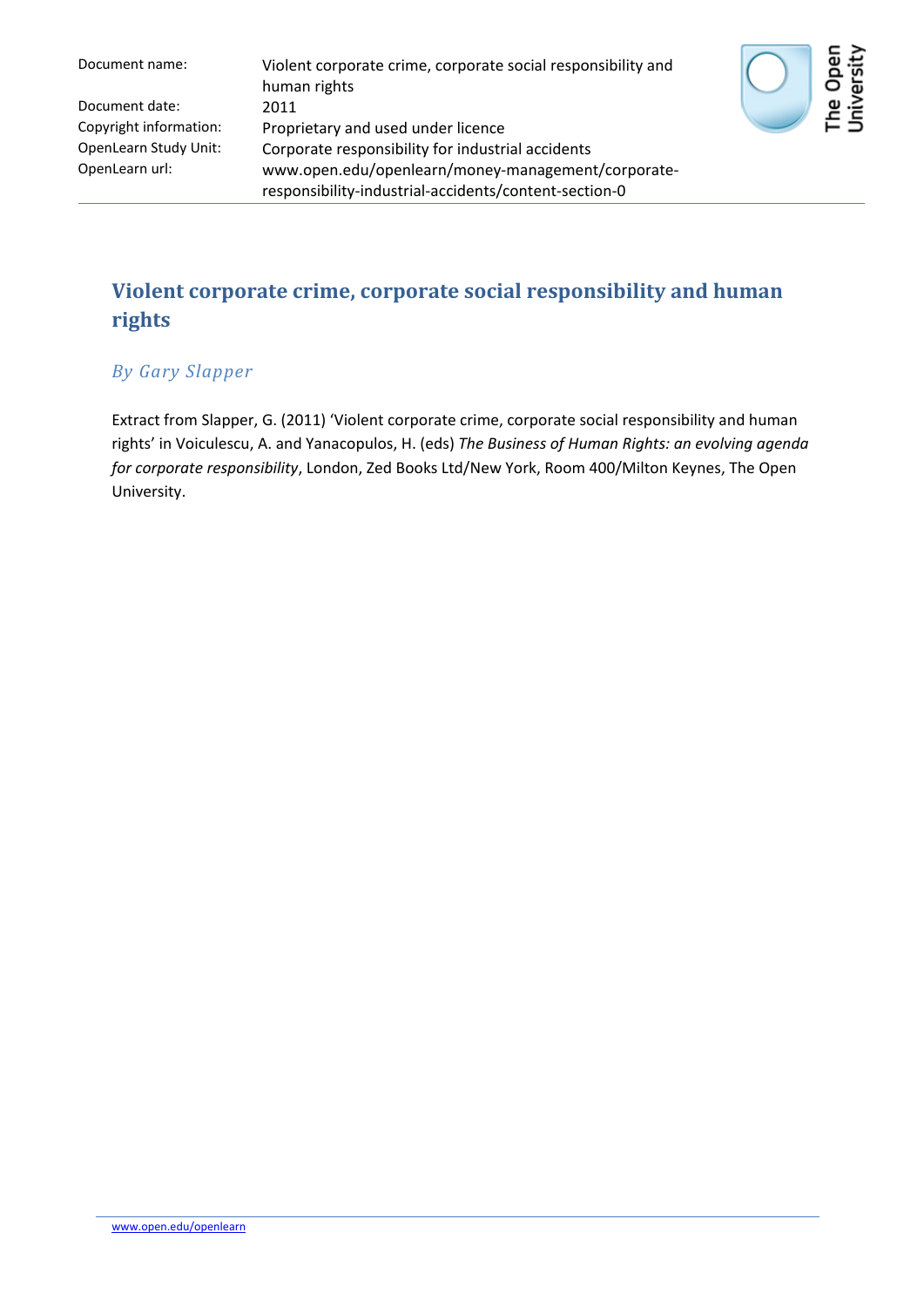| | |
|---|---|
| Document name: | Violent corporate crime, corporate social responsibility and human rights |
| Document date: | 2011 |
| Copyright information: | Proprietary and used under licence |
| OpenLearn Study Unit: | Corporate responsibility for industrial accidents |
| OpenLearn url: | www.open.edu/openlearn/money-management/corporate-responsibility-industrial-accidents/content-section-0 |

# Violent corporate crime, corporate social responsibility and human rights

*By Gary Slapper*

Extract from Slapper, G. (2011) 'Violent corporate crime, corporate social responsibility and human rights' in Voiculescu, A. and Yanacopulos, H. (eds) *The Business of Human Rights: an evolving agenda for corporate responsibility*, London, Zed Books Ltd/New York, Room 400/Milton Keynes, The Open University.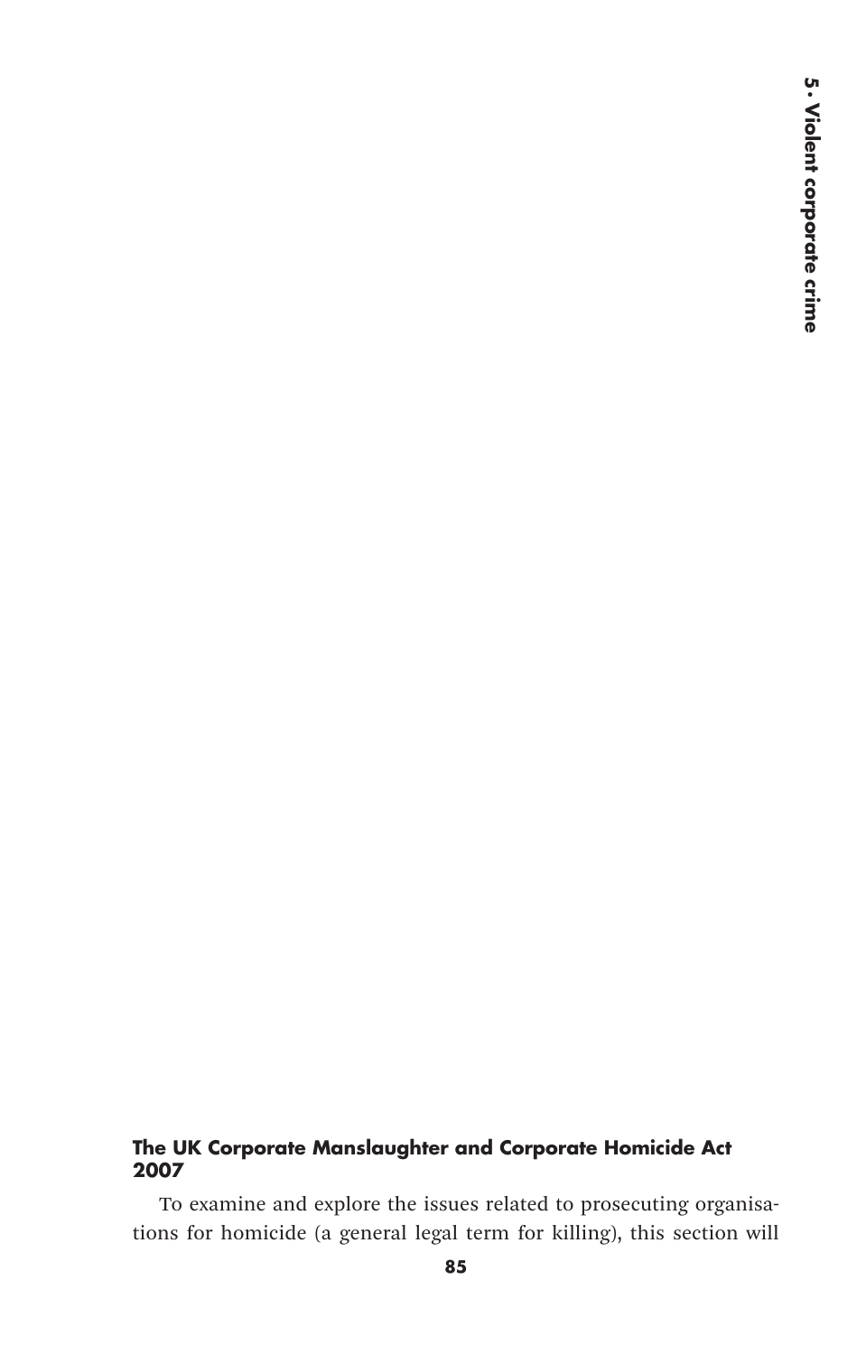### The UK Corporate Manslaughter and Corporate Homicide Act 2007

To examine and explore the issues related to prosecuting organisations for homicide (a general legal term for killing), this section will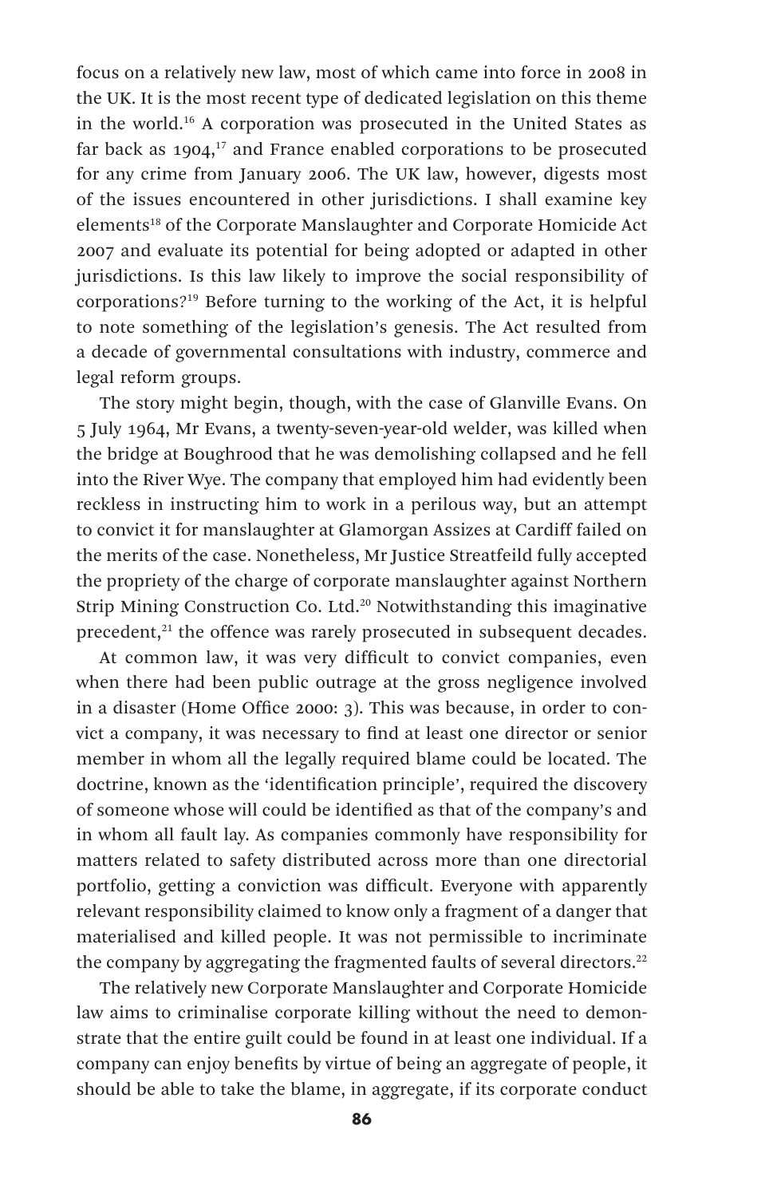focus on a relatively new law, most of which came into force in 2008 in the UK. It is the most recent type of dedicated legislation on this theme in the world.[16] A corporation was prosecuted in the United States as far back as 1904,[17] and France enabled corporations to be prosecuted for any crime from January 2006. The UK law, however, digests most of the issues encountered in other jurisdictions. I shall examine key elements[18] of the Corporate Manslaughter and Corporate Homicide Act 2007 and evaluate its potential for being adopted or adapted in other jurisdictions. Is this law likely to improve the social responsibility of corporations?[19] Before turning to the working of the Act, it is helpful to note something of the legislation's genesis. The Act resulted from a decade of governmental consultations with industry, commerce and legal reform groups.

The story might begin, though, with the case of Glanville Evans. On 5 July 1964, Mr Evans, a twenty-seven-year-old welder, was killed when the bridge at Boughrood that he was demolishing collapsed and he fell into the River Wye. The company that employed him had evidently been reckless in instructing him to work in a perilous way, but an attempt to convict it for manslaughter at Glamorgan Assizes at Cardiff failed on the merits of the case. Nonetheless, Mr Justice Streatfeild fully accepted the propriety of the charge of corporate manslaughter against Northern Strip Mining Construction Co. Ltd.[20] Notwithstanding this imaginative precedent,[21] the offence was rarely prosecuted in subsequent decades.

At common law, it was very difficult to convict companies, even when there had been public outrage at the gross negligence involved in a disaster (Home Office 2000: 3). This was because, in order to convict a company, it was necessary to find at least one director or senior member in whom all the legally required blame could be located. The doctrine, known as the 'identification principle', required the discovery of someone whose will could be identified as that of the company's and in whom all fault lay. As companies commonly have responsibility for matters related to safety distributed across more than one directorial portfolio, getting a conviction was difficult. Everyone with apparently relevant responsibility claimed to know only a fragment of a danger that materialised and killed people. It was not permissible to incriminate the company by aggregating the fragmented faults of several directors.[22]

The relatively new Corporate Manslaughter and Corporate Homicide law aims to criminalise corporate killing without the need to demonstrate that the entire guilt could be found in at least one individual. If a company can enjoy benefits by virtue of being an aggregate of people, it should be able to take the blame, in aggregate, if its corporate conduct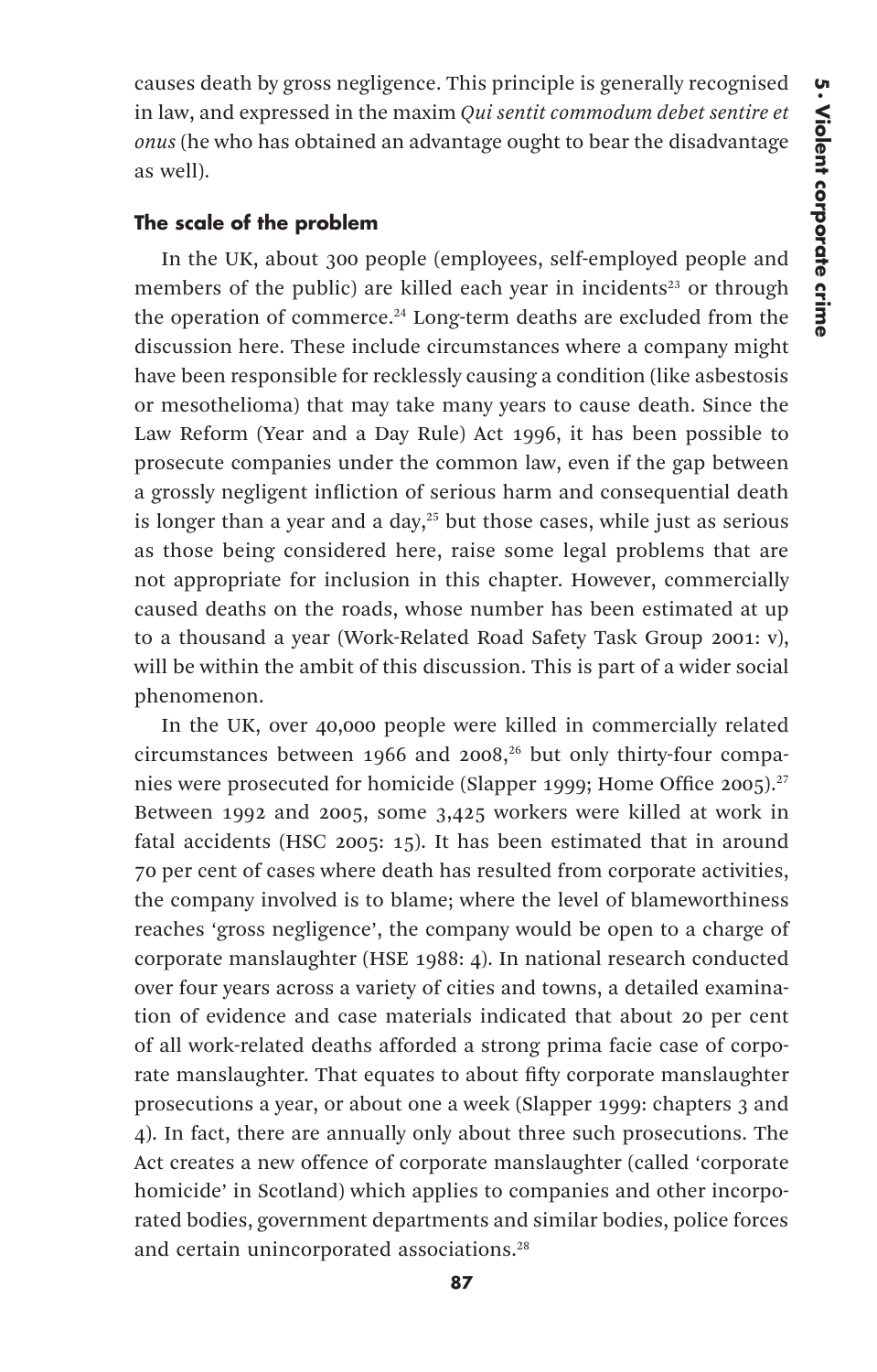causes death by gross negligence. This principle is generally recognised in law, and expressed in the maxim *Qui sentit commodum debet sentire et onus* (he who has obtained an advantage ought to bear the disadvantage as well).

### The scale of the problem

In the UK, about 300 people (employees, self-employed people and members of the public) are killed each year in incidents[23] or through the operation of commerce.[24] Long-term deaths are excluded from the discussion here. These include circumstances where a company might have been responsible for recklessly causing a condition (like asbestosis or mesothelioma) that may take many years to cause death. Since the Law Reform (Year and a Day Rule) Act 1996, it has been possible to prosecute companies under the common law, even if the gap between a grossly negligent infliction of serious harm and consequential death is longer than a year and a day,[25] but those cases, while just as serious as those being considered here, raise some legal problems that are not appropriate for inclusion in this chapter. However, commercially caused deaths on the roads, whose number has been estimated at up to a thousand a year (Work-Related Road Safety Task Group 2001: v), will be within the ambit of this discussion. This is part of a wider social phenomenon.

In the UK, over 40,000 people were killed in commercially related circumstances between 1966 and 2008,[26] but only thirty-four companies were prosecuted for homicide (Slapper 1999; Home Office 2005).[27] Between 1992 and 2005, some 3,425 workers were killed at work in fatal accidents (HSC 2005: 15). It has been estimated that in around 70 per cent of cases where death has resulted from corporate activities, the company involved is to blame; where the level of blameworthiness reaches 'gross negligence', the company would be open to a charge of corporate manslaughter (HSE 1988: 4). In national research conducted over four years across a variety of cities and towns, a detailed examination of evidence and case materials indicated that about 20 per cent of all work-related deaths afforded a strong prima facie case of corporate manslaughter. That equates to about fifty corporate manslaughter prosecutions a year, or about one a week (Slapper 1999: chapters 3 and 4). In fact, there are annually only about three such prosecutions. The Act creates a new offence of corporate manslaughter (called 'corporate homicide' in Scotland) which applies to companies and other incorporated bodies, government departments and similar bodies, police forces and certain unincorporated associations.[28]